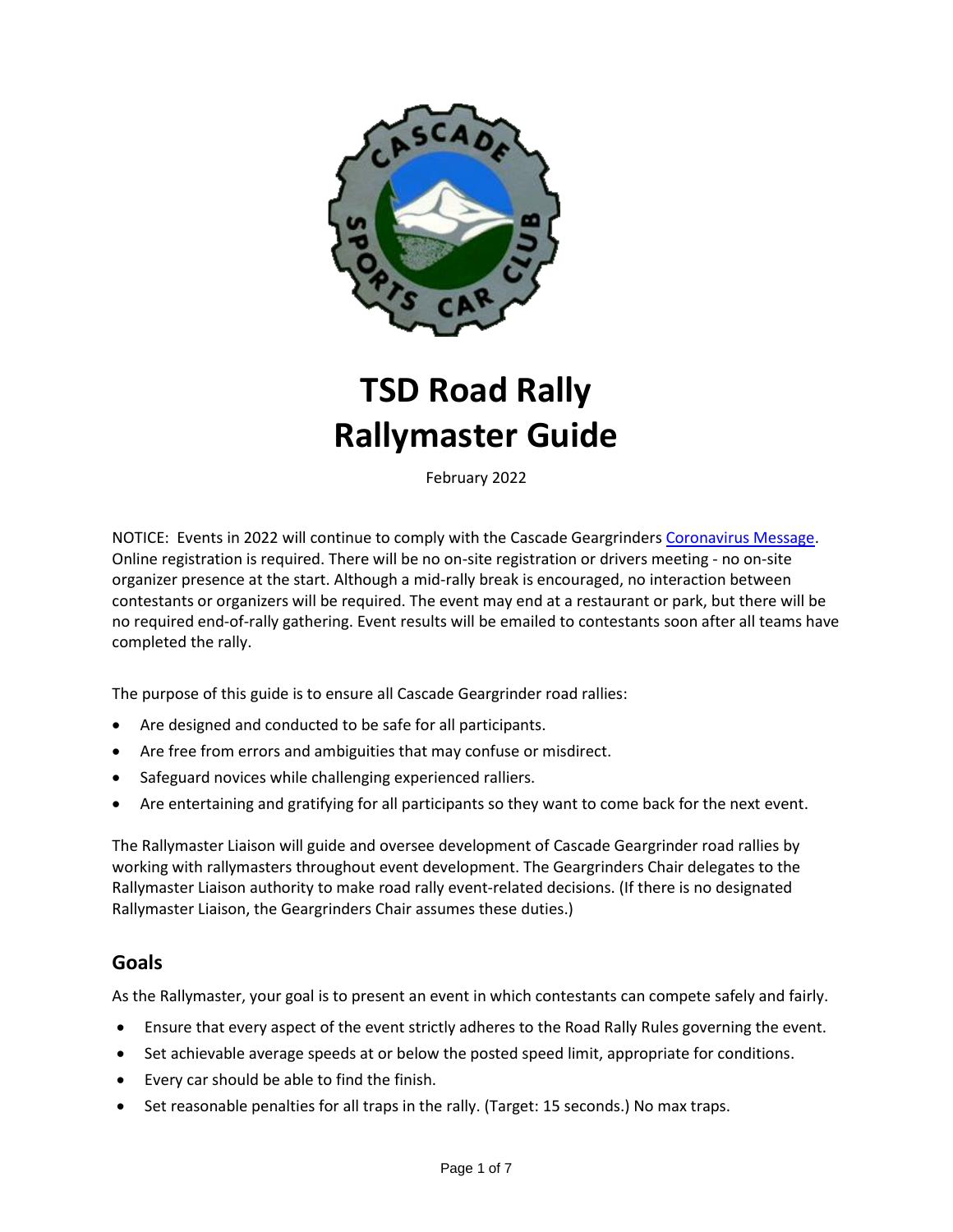# TSD Road Rally
# Rallymaster Guide

February 2022

NOTICE: Events in 2022 will continue to comply with the Cascade Geargrinders Coronavirus Message. Online registration is required. There will be no on-site registration or drivers meeting - no on-site organizer presence at the start. Although a mid-rally break is encouraged, no interaction between contestants or organizers will be required. The event may end at a restaurant or park, but there will be no required end-of-rally gathering. Event results will be emailed to contestants soon after all teams have completed the rally.

The purpose of this guide is to ensure all Cascade Geargrinder road rallies:

- Are designed and conducted to be safe for all participants.
- Are free from errors and ambiguities that may confuse or misdirect.
- Safeguard novices while challenging experienced ralliers.
- Are entertaining and gratifying for all participants so they want to come back for the next event.

The Rallymaster Liaison will guide and oversee development of Cascade Geargrinder road rallies by working with rallymasters throughout event development. The Geargrinders Chair delegates to the Rallymaster Liaison authority to make road rally event-related decisions. (If there is no designated Rallymaster Liaison, the Geargrinders Chair assumes these duties.)

## Goals

As the Rallymaster, your goal is to present an event in which contestants can compete safely and fairly.

- Ensure that every aspect of the event strictly adheres to the Road Rally Rules governing the event.
- Set achievable average speeds at or below the posted speed limit, appropriate for conditions.
- Every car should be able to find the finish.
- Set reasonable penalties for all traps in the rally. (Target: 15 seconds.) No max traps.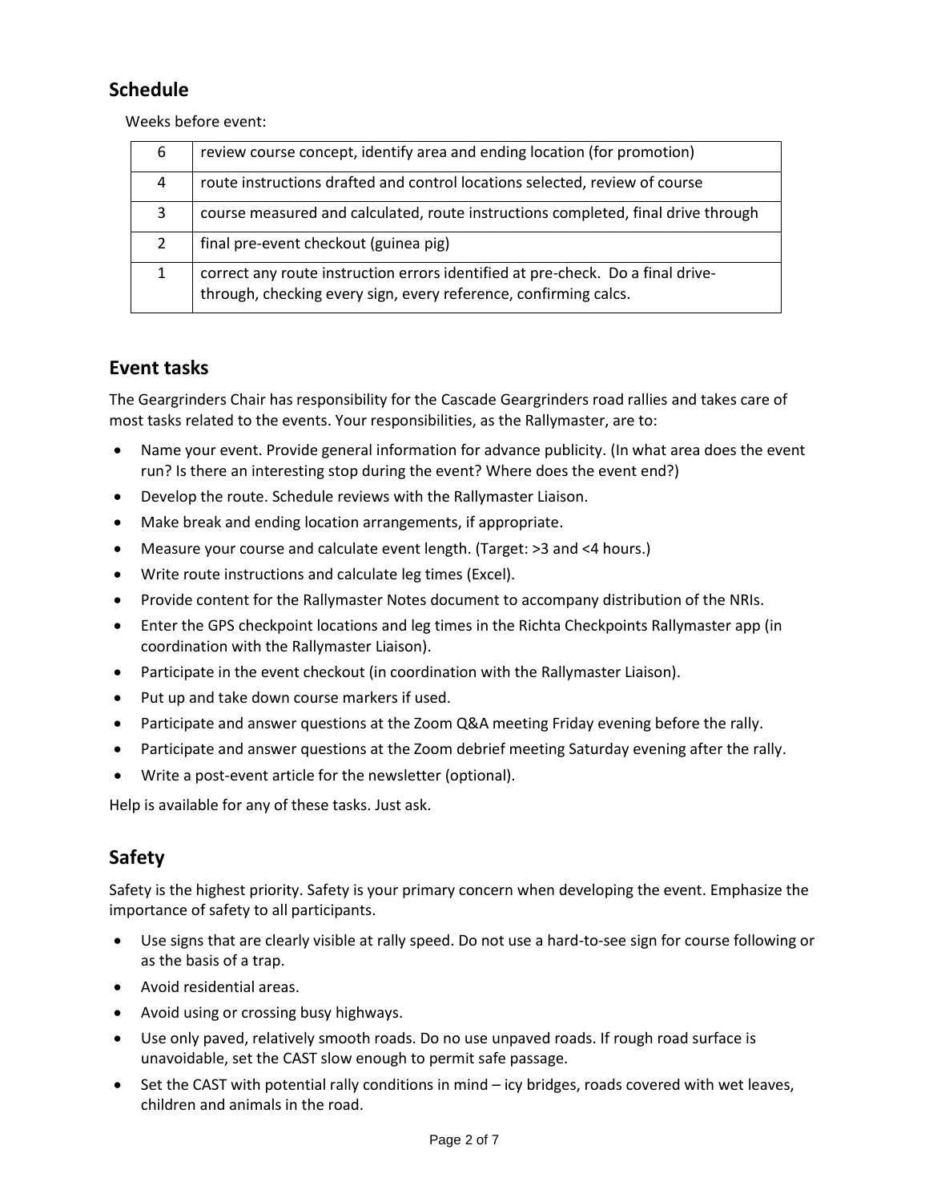## Schedule

Weeks before event:

| | |
|---|---|
| 6 | review course concept, identify area and ending location (for promotion) |
| 4 | route instructions drafted and control locations selected, review of course |
| 3 | course measured and calculated, route instructions completed, final drive through |
| 2 | final pre-event checkout (guinea pig) |
| 1 | correct any route instruction errors identified at pre-check. Do a final drive-through, checking every sign, every reference, confirming calcs. |

## Event tasks

The Geargrinders Chair has responsibility for the Cascade Geargrinders road rallies and takes care of most tasks related to the events. Your responsibilities, as the Rallymaster, are to:

- Name your event. Provide general information for advance publicity. (In what area does the event run? Is there an interesting stop during the event? Where does the event end?)
- Develop the route. Schedule reviews with the Rallymaster Liaison.
- Make break and ending location arrangements, if appropriate.
- Measure your course and calculate event length. (Target: >3 and <4 hours.)
- Write route instructions and calculate leg times (Excel).
- Provide content for the Rallymaster Notes document to accompany distribution of the NRIs.
- Enter the GPS checkpoint locations and leg times in the Richta Checkpoints Rallymaster app (in coordination with the Rallymaster Liaison).
- Participate in the event checkout (in coordination with the Rallymaster Liaison).
- Put up and take down course markers if used.
- Participate and answer questions at the Zoom Q&A meeting Friday evening before the rally.
- Participate and answer questions at the Zoom debrief meeting Saturday evening after the rally.
- Write a post-event article for the newsletter (optional).

Help is available for any of these tasks. Just ask.

## Safety

Safety is the highest priority. Safety is your primary concern when developing the event. Emphasize the importance of safety to all participants.

- Use signs that are clearly visible at rally speed. Do not use a hard-to-see sign for course following or as the basis of a trap.
- Avoid residential areas.
- Avoid using or crossing busy highways.
- Use only paved, relatively smooth roads. Do no use unpaved roads. If rough road surface is unavoidable, set the CAST slow enough to permit safe passage.
- Set the CAST with potential rally conditions in mind – icy bridges, roads covered with wet leaves, children and animals in the road.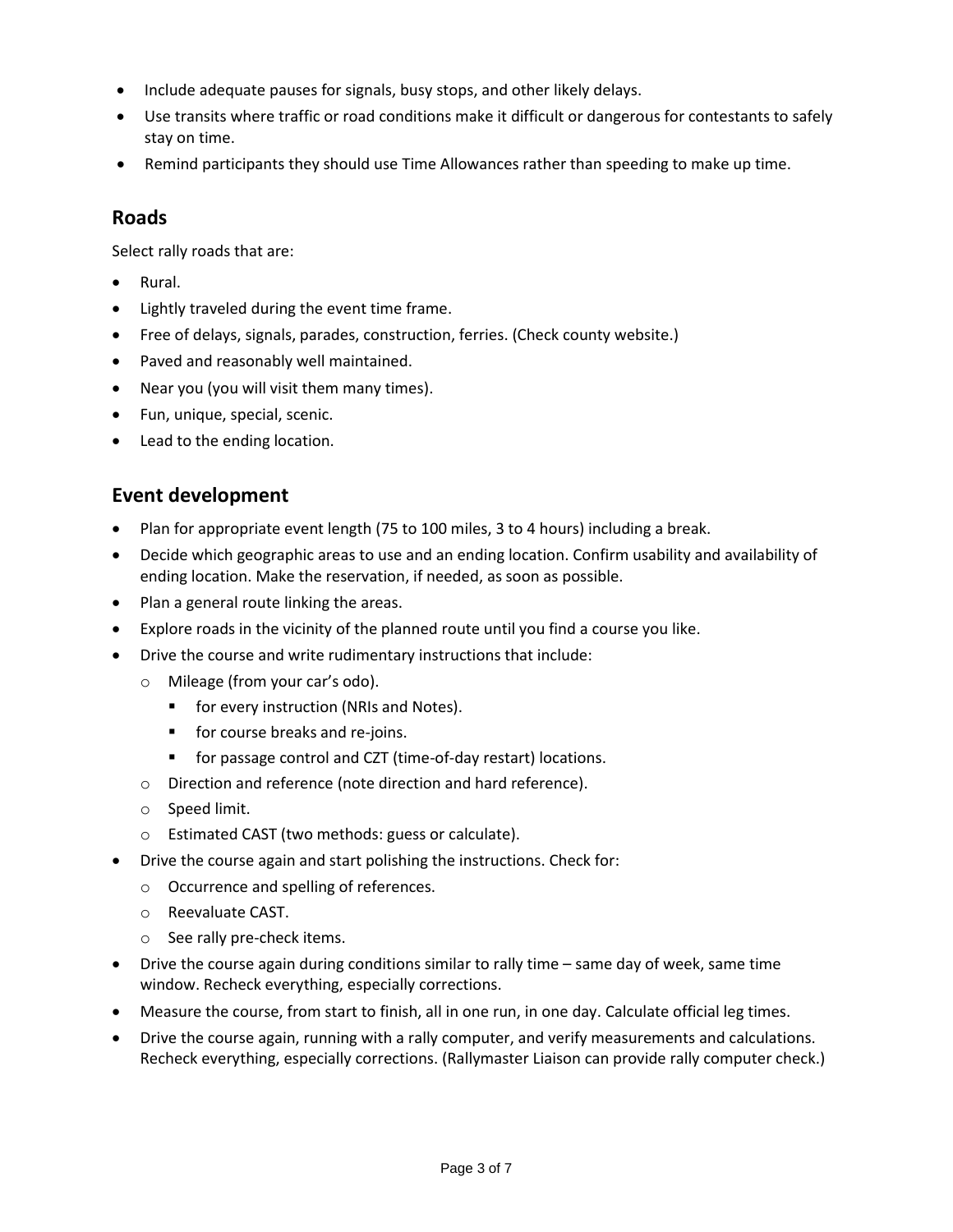- Include adequate pauses for signals, busy stops, and other likely delays.
- Use transits where traffic or road conditions make it difficult or dangerous for contestants to safely stay on time.
- Remind participants they should use Time Allowances rather than speeding to make up time.

## Roads

Select rally roads that are:

- Rural.
- Lightly traveled during the event time frame.
- Free of delays, signals, parades, construction, ferries. (Check county website.)
- Paved and reasonably well maintained.
- Near you (you will visit them many times).
- Fun, unique, special, scenic.
- Lead to the ending location.

## Event development

- Plan for appropriate event length (75 to 100 miles, 3 to 4 hours) including a break.
- Decide which geographic areas to use and an ending location. Confirm usability and availability of ending location. Make the reservation, if needed, as soon as possible.
- Plan a general route linking the areas.
- Explore roads in the vicinity of the planned route until you find a course you like.
- Drive the course and write rudimentary instructions that include:
  - Mileage (from your car's odo).
    - for every instruction (NRIs and Notes).
    - for course breaks and re-joins.
    - for passage control and CZT (time-of-day restart) locations.
  - Direction and reference (note direction and hard reference).
  - Speed limit.
  - Estimated CAST (two methods: guess or calculate).
- Drive the course again and start polishing the instructions. Check for:
  - Occurrence and spelling of references.
  - Reevaluate CAST.
  - See rally pre-check items.
- Drive the course again during conditions similar to rally time – same day of week, same time window. Recheck everything, especially corrections.
- Measure the course, from start to finish, all in one run, in one day. Calculate official leg times.
- Drive the course again, running with a rally computer, and verify measurements and calculations. Recheck everything, especially corrections. (Rallymaster Liaison can provide rally computer check.)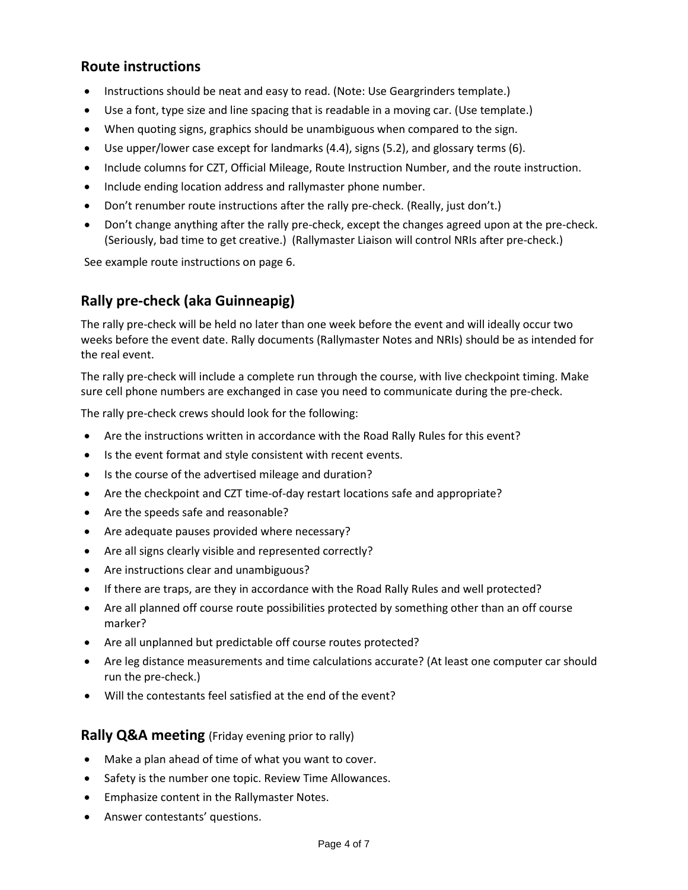## Route instructions

- Instructions should be neat and easy to read. (Note: Use Geargrinders template.)
- Use a font, type size and line spacing that is readable in a moving car. (Use template.)
- When quoting signs, graphics should be unambiguous when compared to the sign.
- Use upper/lower case except for landmarks (4.4), signs (5.2), and glossary terms (6).
- Include columns for CZT, Official Mileage, Route Instruction Number, and the route instruction.
- Include ending location address and rallymaster phone number.
- Don't renumber route instructions after the rally pre-check. (Really, just don't.)
- Don't change anything after the rally pre-check, except the changes agreed upon at the pre-check. (Seriously, bad time to get creative.) (Rallymaster Liaison will control NRIs after pre-check.)

See example route instructions on page 6.

## Rally pre-check (aka Guinneapig)

The rally pre-check will be held no later than one week before the event and will ideally occur two weeks before the event date. Rally documents (Rallymaster Notes and NRIs) should be as intended for the real event.

The rally pre-check will include a complete run through the course, with live checkpoint timing. Make sure cell phone numbers are exchanged in case you need to communicate during the pre-check.

The rally pre-check crews should look for the following:

- Are the instructions written in accordance with the Road Rally Rules for this event?
- Is the event format and style consistent with recent events.
- Is the course of the advertised mileage and duration?
- Are the checkpoint and CZT time-of-day restart locations safe and appropriate?
- Are the speeds safe and reasonable?
- Are adequate pauses provided where necessary?
- Are all signs clearly visible and represented correctly?
- Are instructions clear and unambiguous?
- If there are traps, are they in accordance with the Road Rally Rules and well protected?
- Are all planned off course route possibilities protected by something other than an off course marker?
- Are all unplanned but predictable off course routes protected?
- Are leg distance measurements and time calculations accurate? (At least one computer car should run the pre-check.)
- Will the contestants feel satisfied at the end of the event?

## Rally Q&A meeting (Friday evening prior to rally)

- Make a plan ahead of time of what you want to cover.
- Safety is the number one topic. Review Time Allowances.
- Emphasize content in the Rallymaster Notes.
- Answer contestants' questions.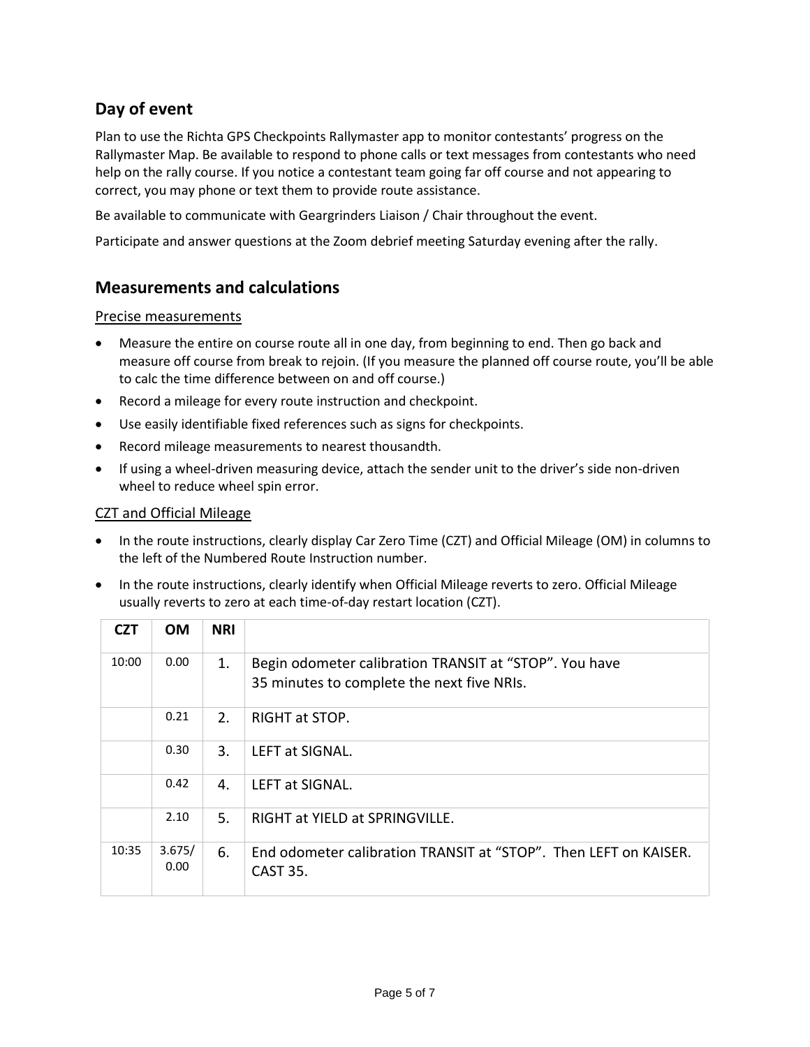## Day of event

Plan to use the Richta GPS Checkpoints Rallymaster app to monitor contestants' progress on the Rallymaster Map. Be available to respond to phone calls or text messages from contestants who need help on the rally course. If you notice a contestant team going far off course and not appearing to correct, you may phone or text them to provide route assistance.

Be available to communicate with Geargrinders Liaison / Chair throughout the event.

Participate and answer questions at the Zoom debrief meeting Saturday evening after the rally.

## Measurements and calculations

### Precise measurements

- Measure the entire on course route all in one day, from beginning to end. Then go back and measure off course from break to rejoin. (If you measure the planned off course route, you'll be able to calc the time difference between on and off course.)
- Record a mileage for every route instruction and checkpoint.
- Use easily identifiable fixed references such as signs for checkpoints.
- Record mileage measurements to nearest thousandth.
- If using a wheel-driven measuring device, attach the sender unit to the driver's side non-driven wheel to reduce wheel spin error.

### CZT and Official Mileage

- In the route instructions, clearly display Car Zero Time (CZT) and Official Mileage (OM) in columns to the left of the Numbered Route Instruction number.
- In the route instructions, clearly identify when Official Mileage reverts to zero. Official Mileage usually reverts to zero at each time-of-day restart location (CZT).

| CZT | OM | NRI | |
|---|---|---|---|
| 10:00 | 0.00 | 1. | Begin odometer calibration TRANSIT at "STOP". You have 35 minutes to complete the next five NRIs. |
| | 0.21 | 2. | RIGHT at STOP. |
| | 0.30 | 3. | LEFT at SIGNAL. |
| | 0.42 | 4. | LEFT at SIGNAL. |
| | 2.10 | 5. | RIGHT at YIELD at SPRINGVILLE. |
| 10:35 | 3.675/ 0.00 | 6. | End odometer calibration TRANSIT at "STOP". Then LEFT on KAISER. CAST 35. |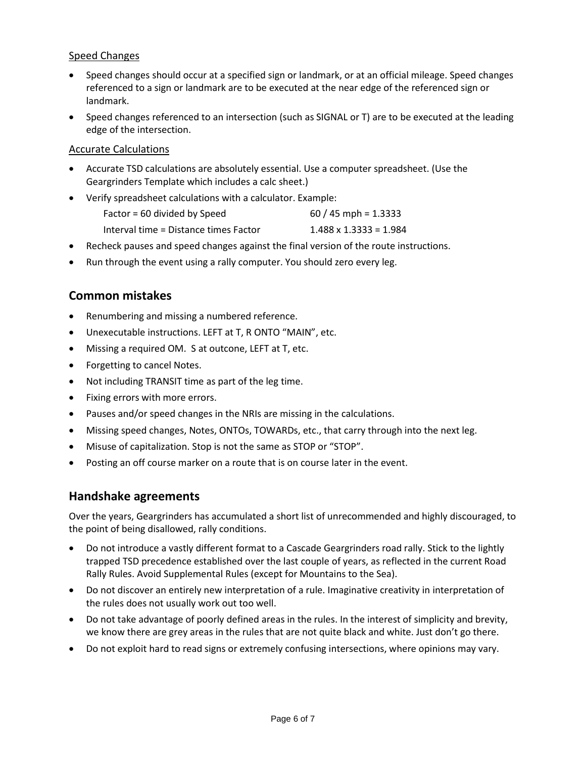Speed Changes

- Speed changes should occur at a specified sign or landmark, or at an official mileage. Speed changes referenced to a sign or landmark are to be executed at the near edge of the referenced sign or landmark.
- Speed changes referenced to an intersection (such as SIGNAL or T) are to be executed at the leading edge of the intersection.

Accurate Calculations

- Accurate TSD calculations are absolutely essential. Use a computer spreadsheet. (Use the Geargrinders Template which includes a calc sheet.)
- Verify spreadsheet calculations with a calculator. Example:

  Factor = 60 divided by Speed &nbsp;&nbsp;&nbsp;&nbsp; 60 / 45 mph = 1.3333

  Interval time = Distance times Factor &nbsp;&nbsp;&nbsp;&nbsp; 1.488 x 1.3333 = 1.984

- Recheck pauses and speed changes against the final version of the route instructions.
- Run through the event using a rally computer. You should zero every leg.

## Common mistakes

- Renumbering and missing a numbered reference.
- Unexecutable instructions. LEFT at T, R ONTO "MAIN", etc.
- Missing a required OM. S at outcone, LEFT at T, etc.
- Forgetting to cancel Notes.
- Not including TRANSIT time as part of the leg time.
- Fixing errors with more errors.
- Pauses and/or speed changes in the NRIs are missing in the calculations.
- Missing speed changes, Notes, ONTOs, TOWARDs, etc., that carry through into the next leg.
- Misuse of capitalization. Stop is not the same as STOP or "STOP".
- Posting an off course marker on a route that is on course later in the event.

## Handshake agreements

Over the years, Geargrinders has accumulated a short list of unrecommended and highly discouraged, to the point of being disallowed, rally conditions.

- Do not introduce a vastly different format to a Cascade Geargrinders road rally. Stick to the lightly trapped TSD precedence established over the last couple of years, as reflected in the current Road Rally Rules. Avoid Supplemental Rules (except for Mountains to the Sea).
- Do not discover an entirely new interpretation of a rule. Imaginative creativity in interpretation of the rules does not usually work out too well.
- Do not take advantage of poorly defined areas in the rules. In the interest of simplicity and brevity, we know there are grey areas in the rules that are not quite black and white. Just don't go there.
- Do not exploit hard to read signs or extremely confusing intersections, where opinions may vary.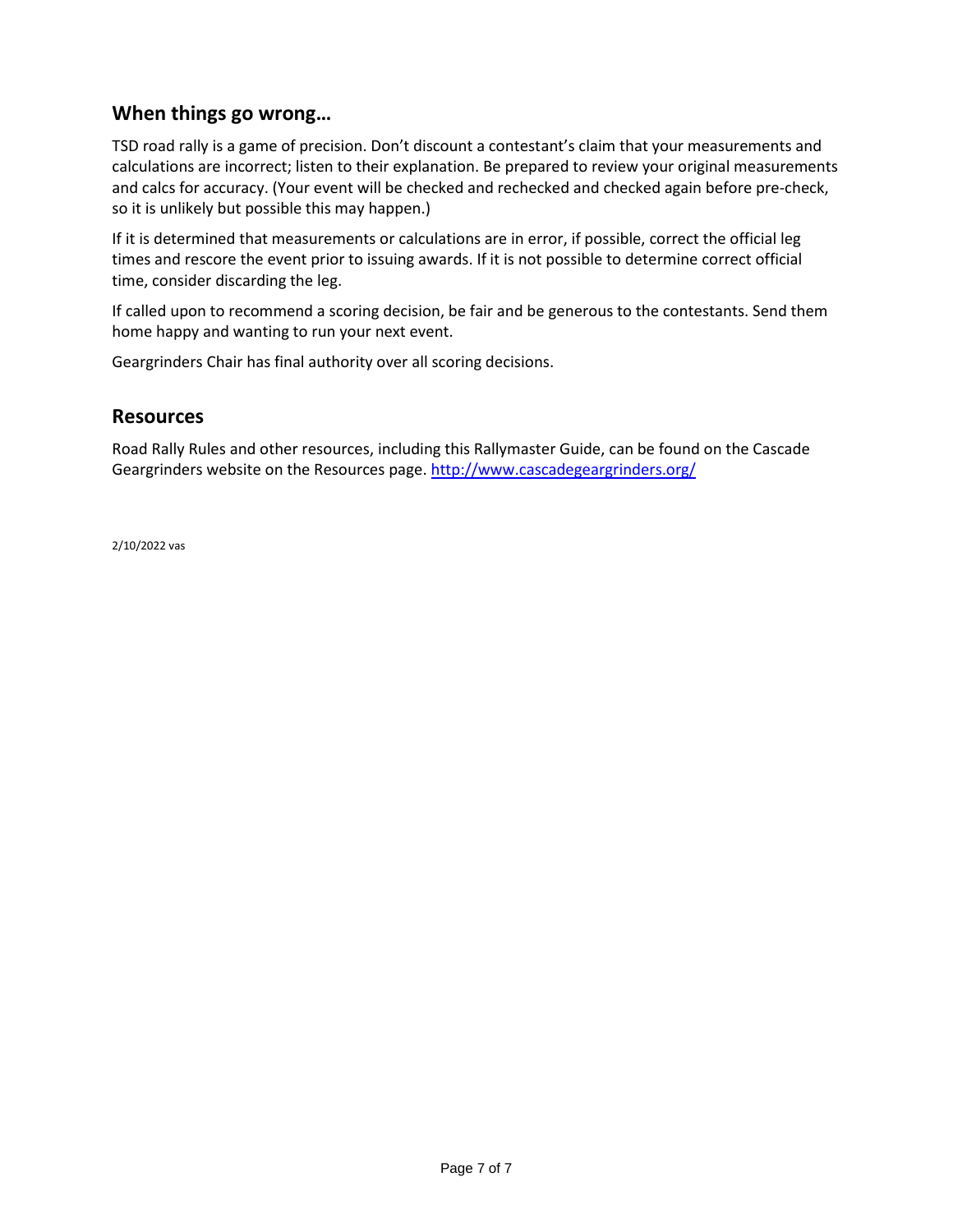## When things go wrong…

TSD road rally is a game of precision. Don't discount a contestant's claim that your measurements and calculations are incorrect; listen to their explanation. Be prepared to review your original measurements and calcs for accuracy. (Your event will be checked and rechecked and checked again before pre-check, so it is unlikely but possible this may happen.)

If it is determined that measurements or calculations are in error, if possible, correct the official leg times and rescore the event prior to issuing awards. If it is not possible to determine correct official time, consider discarding the leg.

If called upon to recommend a scoring decision, be fair and be generous to the contestants. Send them home happy and wanting to run your next event.

Geargrinders Chair has final authority over all scoring decisions.

## Resources

Road Rally Rules and other resources, including this Rallymaster Guide, can be found on the Cascade Geargrinders website on the Resources page. [http://www.cascadegeargrinders.org/](http://www.cascadegeargrinders.org/)

2/10/2022 vas